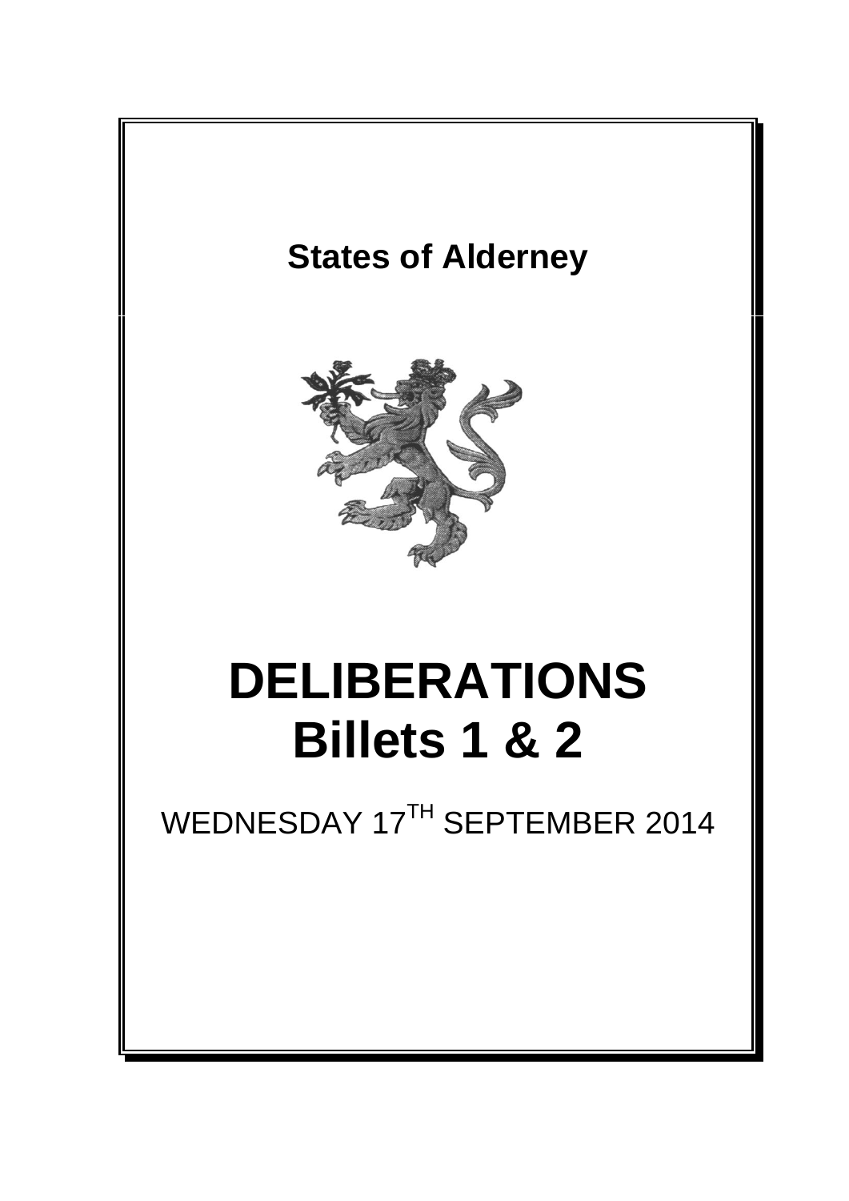# States of Alderney

# DELIBERATIONS
# Billets 1 & 2

WEDNESDAY 17[TH] SEPTEMBER 2014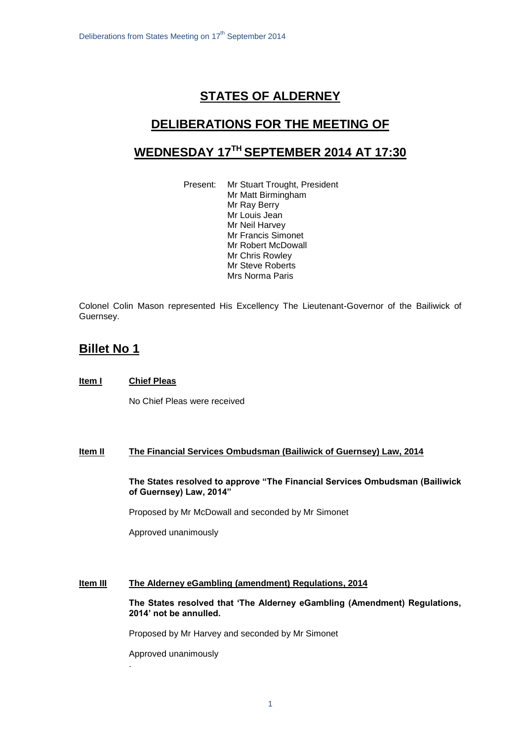# STATES OF ALDERNEY

## DELIBERATIONS FOR THE MEETING OF

## WEDNESDAY 17TH SEPTEMBER 2014 AT 17:30

Present: Mr Stuart Trought, President
Mr Matt Birmingham
Mr Ray Berry
Mr Louis Jean
Mr Neil Harvey
Mr Francis Simonet
Mr Robert McDowall
Mr Chris Rowley
Mr Steve Roberts
Mrs Norma Paris

Colonel Colin Mason represented His Excellency The Lieutenant-Governor of the Bailiwick of Guernsey.

## Billet No 1

**Item I** **Chief Pleas**

No Chief Pleas were received

**Item II** **The Financial Services Ombudsman (Bailiwick of Guernsey) Law, 2014**

**The States resolved to approve "The Financial Services Ombudsman (Bailiwick of Guernsey) Law, 2014"**

Proposed by Mr McDowall and seconded by Mr Simonet

Approved unanimously

**Item III** **The Alderney eGambling (amendment) Regulations, 2014**

**The States resolved that 'The Alderney eGambling (Amendment) Regulations, 2014' not be annulled.**

Proposed by Mr Harvey and seconded by Mr Simonet

Approved unanimously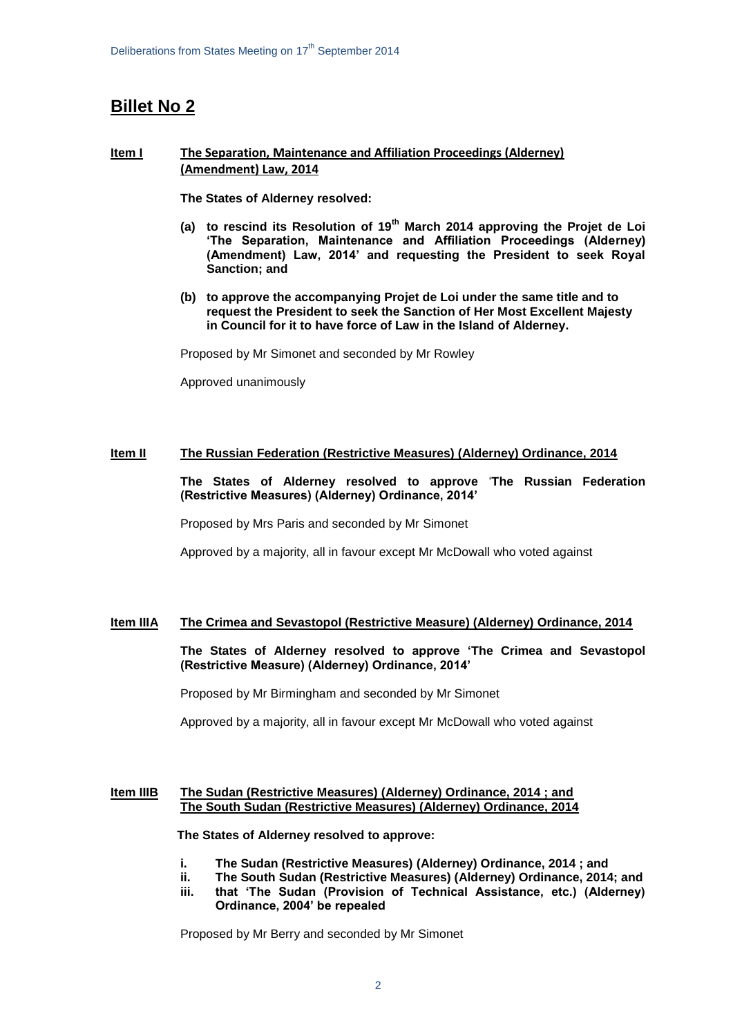# Billet No 2

**Item I** **The Separation, Maintenance and Affiliation Proceedings (Alderney) (Amendment) Law, 2014**

**The States of Alderney resolved:**

**(a) to rescind its Resolution of 19th March 2014 approving the Projet de Loi 'The Separation, Maintenance and Affiliation Proceedings (Alderney) (Amendment) Law, 2014' and requesting the President to seek Royal Sanction; and**

**(b) to approve the accompanying Projet de Loi under the same title and to request the President to seek the Sanction of Her Most Excellent Majesty in Council for it to have force of Law in the Island of Alderney.**

Proposed by Mr Simonet and seconded by Mr Rowley

Approved unanimously

**Item II** **The Russian Federation (Restrictive Measures) (Alderney) Ordinance, 2014**

**The States of Alderney resolved to approve 'The Russian Federation (Restrictive Measures) (Alderney) Ordinance, 2014'**

Proposed by Mrs Paris and seconded by Mr Simonet

Approved by a majority, all in favour except Mr McDowall who voted against

**Item IIIA** **The Crimea and Sevastopol (Restrictive Measure) (Alderney) Ordinance, 2014**

**The States of Alderney resolved to approve 'The Crimea and Sevastopol (Restrictive Measure) (Alderney) Ordinance, 2014'**

Proposed by Mr Birmingham and seconded by Mr Simonet

Approved by a majority, all in favour except Mr McDowall who voted against

**Item IIIB** **The Sudan (Restrictive Measures) (Alderney) Ordinance, 2014 ; and The South Sudan (Restrictive Measures) (Alderney) Ordinance, 2014**

**The States of Alderney resolved to approve:**

**i. The Sudan (Restrictive Measures) (Alderney) Ordinance, 2014 ; and**
**ii. The South Sudan (Restrictive Measures) (Alderney) Ordinance, 2014; and**
**iii. that 'The Sudan (Provision of Technical Assistance, etc.) (Alderney) Ordinance, 2004' be repealed**

Proposed by Mr Berry and seconded by Mr Simonet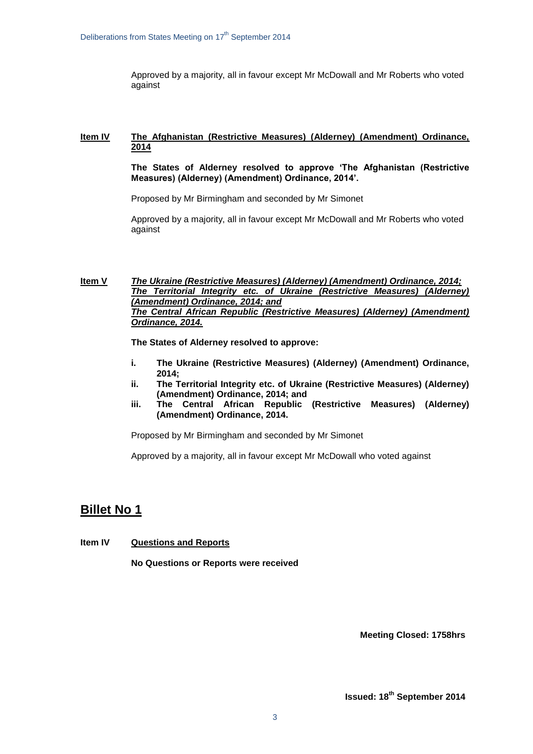Approved by a majority, all in favour except Mr McDowall and Mr Roberts who voted against

**Item IV** **The Afghanistan (Restrictive Measures) (Alderney) (Amendment) Ordinance, 2014**

**The States of Alderney resolved to approve 'The Afghanistan (Restrictive Measures) (Alderney) (Amendment) Ordinance, 2014'.**

Proposed by Mr Birmingham and seconded by Mr Simonet

Approved by a majority, all in favour except Mr McDowall and Mr Roberts who voted against

**Item V** ***The Ukraine (Restrictive Measures) (Alderney) (Amendment) Ordinance, 2014; The Territorial Integrity etc. of Ukraine (Restrictive Measures) (Alderney) (Amendment) Ordinance, 2014; and The Central African Republic (Restrictive Measures) (Alderney) (Amendment) Ordinance, 2014.***

**The States of Alderney resolved to approve:**

- **i. The Ukraine (Restrictive Measures) (Alderney) (Amendment) Ordinance, 2014;**
- **ii. The Territorial Integrity etc. of Ukraine (Restrictive Measures) (Alderney) (Amendment) Ordinance, 2014; and**
- **iii. The Central African Republic (Restrictive Measures) (Alderney) (Amendment) Ordinance, 2014.**

Proposed by Mr Birmingham and seconded by Mr Simonet

Approved by a majority, all in favour except Mr McDowall who voted against

## Billet No 1

**Item IV** **Questions and Reports**

**No Questions or Reports were received**

**Meeting Closed: 1758hrs**

**Issued: 18th September 2014**